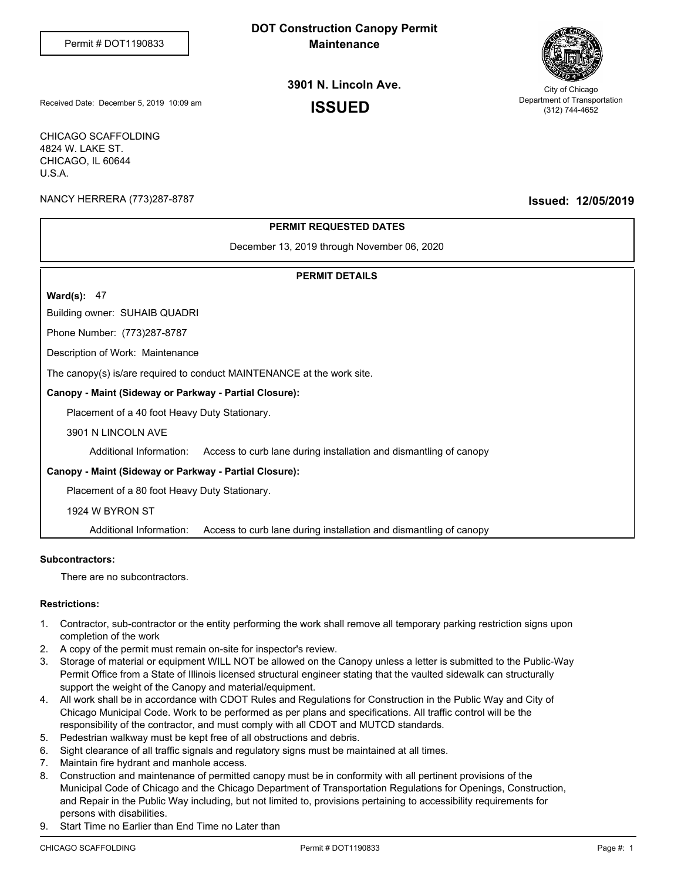Permit # DOT1190833

# DOT Construction Canopy Permit
## Maintenance

**3901 N. Lincoln Ave.**

# ISSUED

City of Chicago
Department of Transportation
(312) 744-4652

Received Date: December 5, 2019 10:09 am

CHICAGO SCAFFOLDING
4824 W. LAKE ST.
CHICAGO, IL 60644
U.S.A.

NANCY HERRERA (773)287-8787

**Issued: 12/05/2019**

**PERMIT REQUESTED DATES**

December 13, 2019 through November 06, 2020

**PERMIT DETAILS**

**Ward(s):** 47

Building owner: SUHAIB QUADRI

Phone Number: (773)287-8787

Description of Work: Maintenance

The canopy(s) is/are required to conduct MAINTENANCE at the work site.

**Canopy - Maint (Sideway or Parkway - Partial Closure):**

Placement of a 40 foot Heavy Duty Stationary.

3901 N LINCOLN AVE

Additional Information: Access to curb lane during installation and dismantling of canopy

**Canopy - Maint (Sideway or Parkway - Partial Closure):**

Placement of a 80 foot Heavy Duty Stationary.

1924 W BYRON ST

Additional Information: Access to curb lane during installation and dismantling of canopy

**Subcontractors:**

There are no subcontractors.

**Restrictions:**

1. Contractor, sub-contractor or the entity performing the work shall remove all temporary parking restriction signs upon completion of the work
2. A copy of the permit must remain on-site for inspector's review.
3. Storage of material or equipment WILL NOT be allowed on the Canopy unless a letter is submitted to the Public-Way Permit Office from a State of Illinois licensed structural engineer stating that the vaulted sidewalk can structurally support the weight of the Canopy and material/equipment.
4. All work shall be in accordance with CDOT Rules and Regulations for Construction in the Public Way and City of Chicago Municipal Code. Work to be performed as per plans and specifications. All traffic control will be the responsibility of the contractor, and must comply with all CDOT and MUTCD standards.
5. Pedestrian walkway must be kept free of all obstructions and debris.
6. Sight clearance of all traffic signals and regulatory signs must be maintained at all times.
7. Maintain fire hydrant and manhole access.
8. Construction and maintenance of permitted canopy must be in conformity with all pertinent provisions of the Municipal Code of Chicago and the Chicago Department of Transportation Regulations for Openings, Construction, and Repair in the Public Way including, but not limited to, provisions pertaining to accessibility requirements for persons with disabilities.
9. Start Time no Earlier than End Time no Later than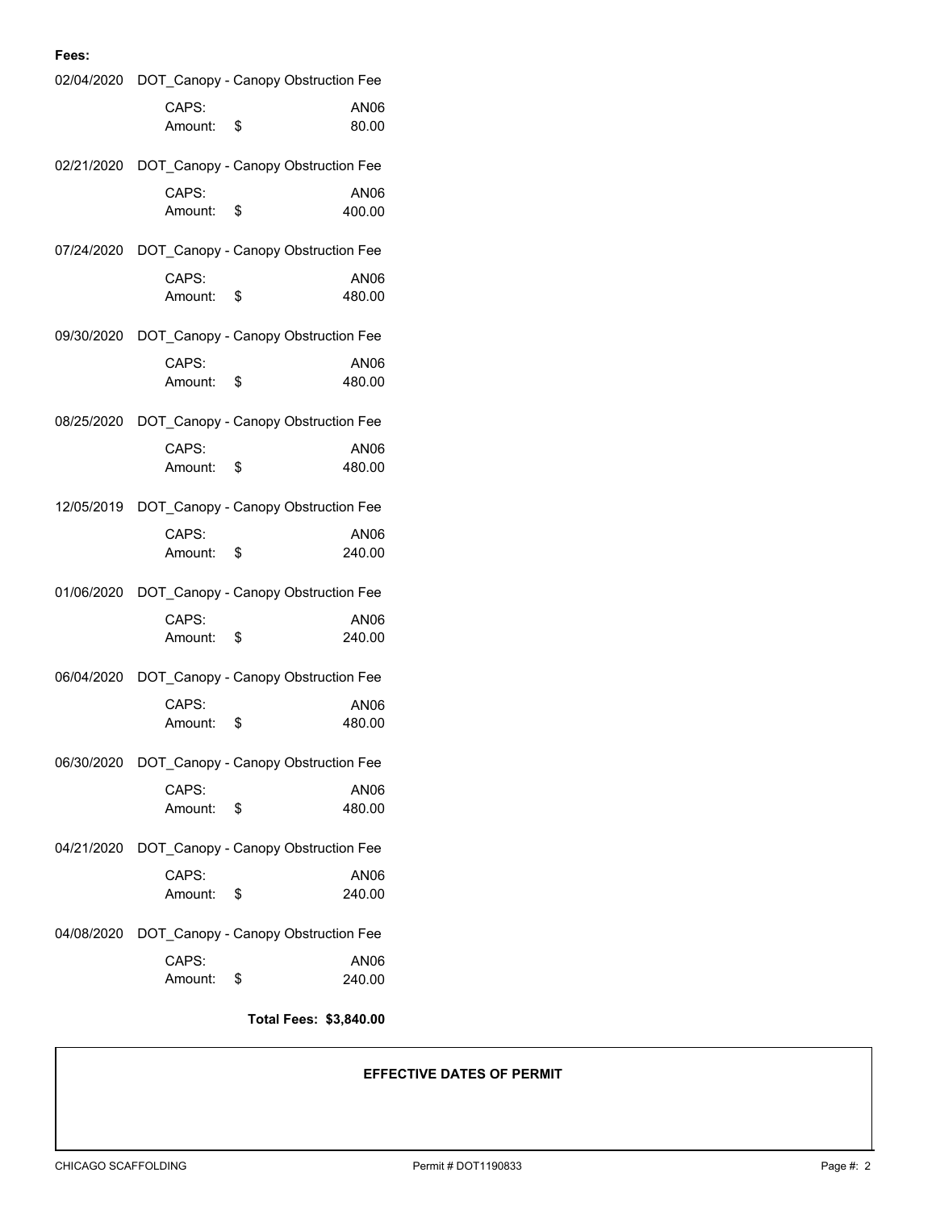**Fees:**

02/04/2020 DOT_Canopy - Canopy Obstruction Fee

CAPS: AN06
Amount: $ 80.00

02/21/2020 DOT_Canopy - Canopy Obstruction Fee

CAPS: AN06
Amount: $ 400.00

07/24/2020 DOT_Canopy - Canopy Obstruction Fee

CAPS: AN06
Amount: $ 480.00

09/30/2020 DOT_Canopy - Canopy Obstruction Fee

CAPS: AN06
Amount: $ 480.00

08/25/2020 DOT_Canopy - Canopy Obstruction Fee

CAPS: AN06
Amount: $ 480.00

12/05/2019 DOT_Canopy - Canopy Obstruction Fee

CAPS: AN06
Amount: $ 240.00

01/06/2020 DOT_Canopy - Canopy Obstruction Fee

CAPS: AN06
Amount: $ 240.00

06/04/2020 DOT_Canopy - Canopy Obstruction Fee

CAPS: AN06
Amount: $ 480.00

06/30/2020 DOT_Canopy - Canopy Obstruction Fee

CAPS: AN06
Amount: $ 480.00

04/21/2020 DOT_Canopy - Canopy Obstruction Fee

CAPS: AN06
Amount: $ 240.00

04/08/2020 DOT_Canopy - Canopy Obstruction Fee

CAPS: AN06
Amount: $ 240.00

**Total Fees: $3,840.00**

**EFFECTIVE DATES OF PERMIT**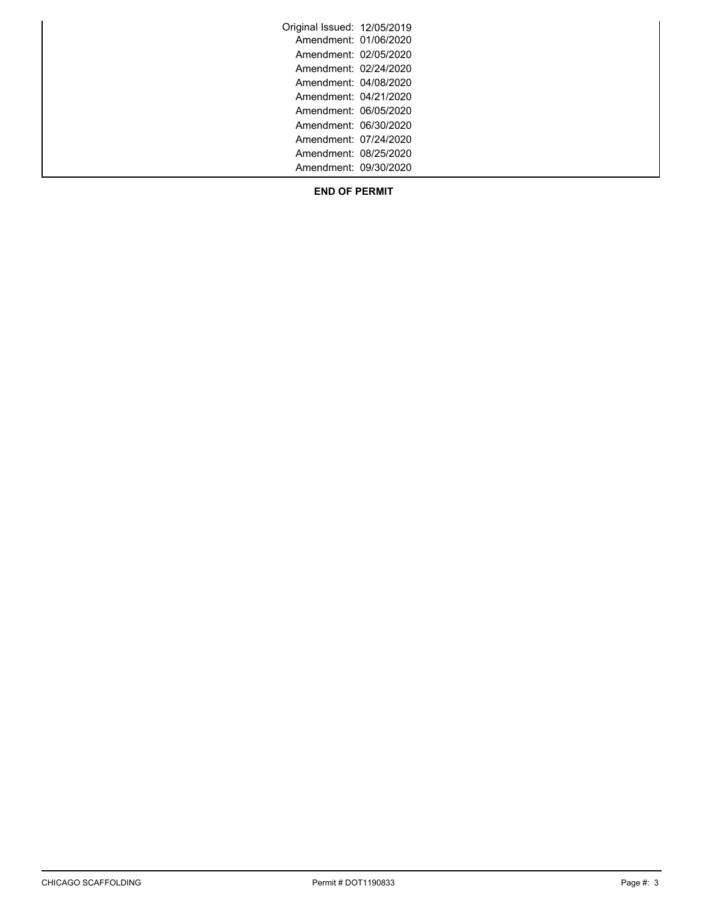Original Issued: 12/05/2019
Amendment: 01/06/2020
Amendment: 02/05/2020
Amendment: 02/24/2020
Amendment: 04/08/2020
Amendment: 04/21/2020
Amendment: 06/05/2020
Amendment: 06/30/2020
Amendment: 07/24/2020
Amendment: 08/25/2020
Amendment: 09/30/2020

**END OF PERMIT**